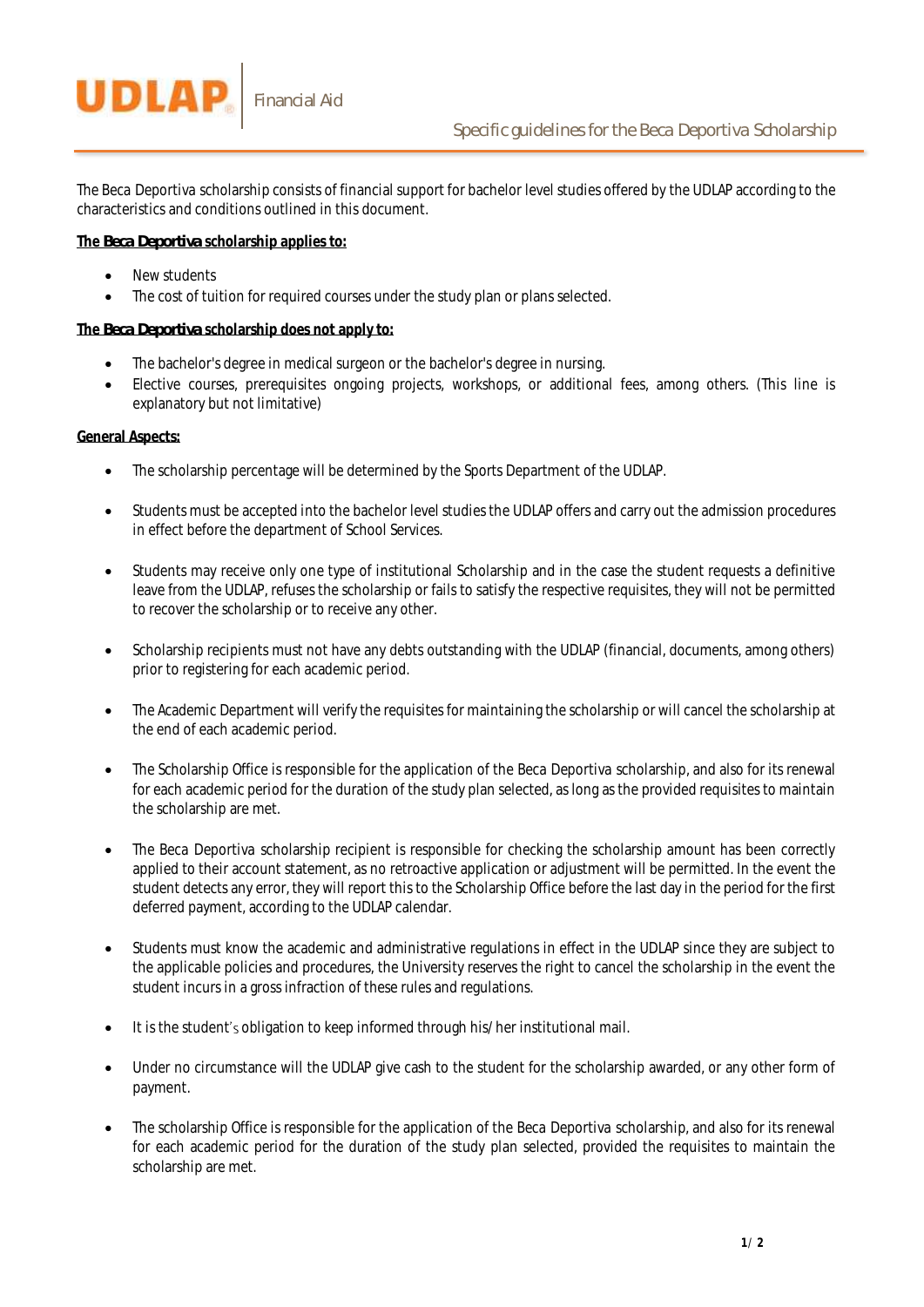UDLAP | Financial Aid

# Specific guidelines for the Beca Deportiva Scholarship

The Beca Deportiva scholarship consists of financial support for bachelor level studies offered by the UDLAP according to the characteristics and conditions outlined in this document.

**The *Beca Deportiva* scholarship applies to:**

- New students
- The cost of tuition for required courses under the study plan or plans selected.

**The *Beca Deportiva* scholarship does not apply to:**

- The bachelor's degree in medical surgeon or the bachelor's degree in nursing.
- Elective courses, prerequisites ongoing projects, workshops, or additional fees, among others. (This line is explanatory but not limitative)

**General Aspects:**

- The scholarship percentage will be determined by the Sports Department of the UDLAP.
- Students must be accepted into the bachelor level studies the UDLAP offers and carry out the admission procedures in effect before the department of School Services.
- Students may receive only one type of institutional Scholarship and in the case the student requests a definitive leave from the UDLAP, refuses the scholarship or fails to satisfy the respective requisites, they will not be permitted to recover the scholarship or to receive any other.
- Scholarship recipients must not have any debts outstanding with the UDLAP (financial, documents, among others) prior to registering for each academic period.
- The Academic Department will verify the requisites for maintaining the scholarship or will cancel the scholarship at the end of each academic period.
- The Scholarship Office is responsible for the application of the Beca Deportiva scholarship, and also for its renewal for each academic period for the duration of the study plan selected, as long as the provided requisites to maintain the scholarship are met.
- The Beca Deportiva scholarship recipient is responsible for checking the scholarship amount has been correctly applied to their account statement, as no retroactive application or adjustment will be permitted. In the event the student detects any error, they will report this to the Scholarship Office before the last day in the period for the first deferred payment, according to the UDLAP calendar.
- Students must know the academic and administrative regulations in effect in the UDLAP since they are subject to the applicable policies and procedures, the University reserves the right to cancel the scholarship in the event the student incurs in a gross infraction of these rules and regulations.
- It is the student's obligation to keep informed through his/her institutional mail.
- Under no circumstance will the UDLAP give cash to the student for the scholarship awarded, or any other form of payment.
- The scholarship Office is responsible for the application of the Beca Deportiva scholarship, and also for its renewal for each academic period for the duration of the study plan selected, provided the requisites to maintain the scholarship are met.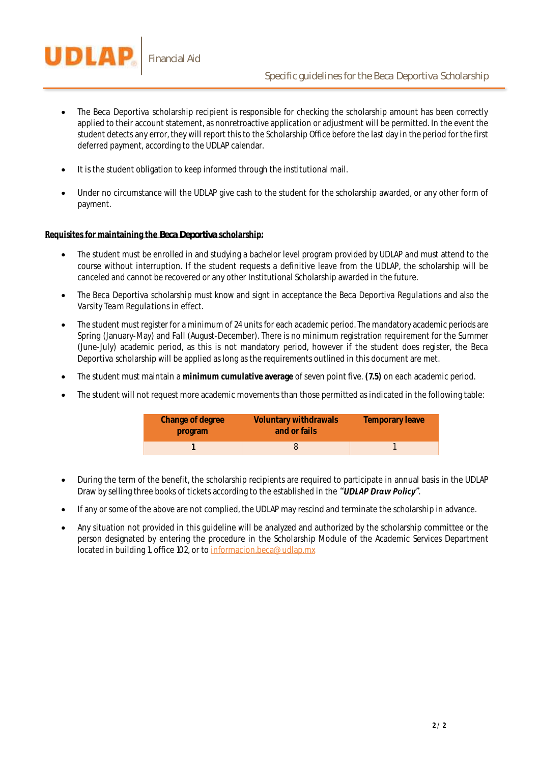- The Beca Deportiva scholarship recipient is responsible for checking the scholarship amount has been correctly applied to their account statement, as nonretroactive application or adjustment will be permitted. In the event the student detects any error, they will report this to the Scholarship Office before the last day in the period for the first deferred payment, according to the UDLAP calendar.

- It is the student obligation to keep informed through the institutional mail.

- Under no circumstance will the UDLAP give cash to the student for the scholarship awarded, or any other form of payment.

**<u>Requisites for maintaining the *Beca Deportiva* scholarship:</u>**

- The student must be enrolled in and studying a bachelor level program provided by UDLAP and must attend to the course without interruption. If the student requests a definitive leave from the UDLAP, the scholarship will be canceled and cannot be recovered or any other Institutional Scholarship awarded in the future.
- The Beca Deportiva scholarship must know and signt in acceptance the Beca Deportiva *Regulations* and also the *Varsity Team Regulations* in effect.
- The student must register for a minimum of 24 units for each academic period. The mandatory academic periods are Spring (January-May) and Fall (August-December). There is no minimum registration requirement for the Summer (June-July) academic period, as this is not mandatory period, however if the student does register, the Beca Deportiva scholarship will be applied as long as the requirements outlined in this document are met.
- The student must maintain a **minimum cumulative average** of seven point five. **(7.5)** on each academic period.
- The student will not request more academic movements than those permitted as indicated in the following table:

| Change of degree program | Voluntary withdrawals and or fails | Temporary leave |
|---|---|---|
| 1 | 8 | 1 |

- During the term of the benefit, the scholarship recipients are required to participate in annual basis in the UDLAP Draw by selling three books of tickets according to the established in the ***"UDLAP Draw Policy"***.
- If any or some of the above are not complied, the UDLAP may rescind and terminate the scholarship in advance.
- Any situation not provided in this guideline will be analyzed and authorized by the scholarship committee or the person designated by entering the procedure in the Scholarship Module of the Academic Services Department located in building 1, office 102, or to informacion.beca@udlap.mx